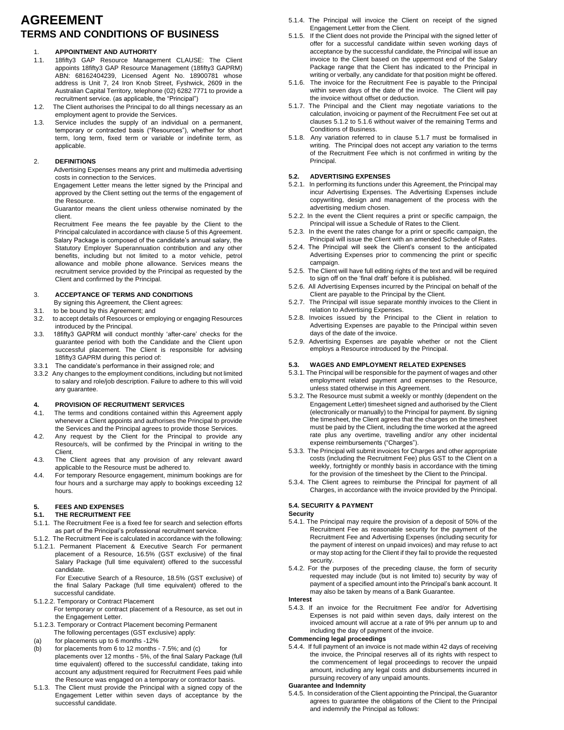# AGREEMENT

## TERMS AND CONDITIONS OF BUSINESS

1. **APPOINTMENT AND AUTHORITY**

1.1. 18fifty3 GAP Resource Management CLAUSE: The Client appoints 18fifty3 GAP Resource Management (18fifty3 GAPRM) ABN: 68162404239, Licensed Agent No. 18900781 whose address is Unit 7, 24 Iron Knob Street, Fyshwick, 2609 in the Australian Capital Territory, telephone (02) 6282 7771 to provide a recruitment service. (as applicable, the "Principal")

1.2. The Client authorises the Principal to do all things necessary as an employment agent to provide the Services.

1.3. Service includes the supply of an individual on a permanent, temporary or contracted basis ("Resources"), whether for short term, long term, fixed term or variable or indefinite term, as applicable.

2. **DEFINITIONS**

Advertising Expenses means any print and multimedia advertising costs in connection to the Services.

Engagement Letter means the letter signed by the Principal and approved by the Client setting out the terms of the engagement of the Resource.

Guarantor means the client unless otherwise nominated by the client.

Recruitment Fee means the fee payable by the Client to the Principal calculated in accordance with clause 5 of this Agreement.

Salary Package is composed of the candidate's annual salary, the Statutory Employer Superannuation contribution and any other benefits, including but not limited to a motor vehicle, petrol allowance and mobile phone allowance. Services means the recruitment service provided by the Principal as requested by the Client and confirmed by the Principal.

3. **ACCEPTANCE OF TERMS AND CONDITIONS**

By signing this Agreement, the Client agrees:

3.1. to be bound by this Agreement; and

3.2. to accept details of Resources or employing or engaging Resources introduced by the Principal.

3.3. 18fifty3 GAPRM will conduct monthly 'after-care' checks for the guarantee period with both the Candidate and the Client upon successful placement. The Client is responsible for advising 18fifty3 GAPRM during this period of:

3.3.1 The candidate's performance in their assigned role; and

3.3.2 Any changes to the employment conditions, including but not limited to salary and role/job description. Failure to adhere to this will void any guarantee.

**4. PROVISION OF RECRUITMENT SERVICES**

4.1. The terms and conditions contained within this Agreement apply whenever a Client appoints and authorises the Principal to provide the Services and the Principal agrees to provide those Services.

4.2. Any request by the Client for the Principal to provide any Resource/s, will be confirmed by the Principal in writing to the Client.

4.3. The Client agrees that any provision of any relevant award applicable to the Resource must be adhered to.

4.4. For temporary Resource engagement, minimum bookings are for four hours and a surcharge may apply to bookings exceeding 12 hours.

**5. FEES AND EXPENSES**

**5.1. THE RECRUITMENT FEE**

5.1.1. The Recruitment Fee is a fixed fee for search and selection efforts as part of the Principal's professional recruitment service.

5.1.2. The Recruitment Fee is calculated in accordance with the following:

5.1.2.1. Permanent Placement & Executive Search For permanent placement of a Resource, 16.5% (GST exclusive) of the final Salary Package (full time equivalent) offered to the successful candidate.

For Executive Search of a Resource, 18.5% (GST exclusive) of the final Salary Package (full time equivalent) offered to the successful candidate.

5.1.2.2. Temporary or Contract Placement

For temporary or contract placement of a Resource, as set out in the Engagement Letter.

5.1.2.3. Temporary or Contract Placement becoming Permanent

The following percentages (GST exclusive) apply:

(a) for placements up to 6 months -12%

(b) for placements from 6 to 12 months - 7.5%; and (c) for placements over 12 months - 5%, of the final Salary Package (full time equivalent) offered to the successful candidate, taking into account any adjustment required for Recruitment Fees paid while the Resource was engaged on a temporary or contractor basis.

5.1.3. The Client must provide the Principal with a signed copy of the Engagement Letter within seven days of acceptance by the successful candidate.

5.1.4. The Principal will invoice the Client on receipt of the signed Engagement Letter from the Client.

5.1.5. If the Client does not provide the Principal with the signed letter of offer for a successful candidate within seven working days of acceptance by the successful candidate, the Principal will issue an invoice to the Client based on the uppermost end of the Salary Package range that the Client has indicated to the Principal in writing or verbally, any candidate for that position might be offered.

5.1.6. The invoice for the Recruitment Fee is payable to the Principal within seven days of the date of the invoice. The Client will pay the invoice without offset or deduction.

5.1.7. The Principal and the Client may negotiate variations to the calculation, invoicing or payment of the Recruitment Fee set out at clauses 5.1.2 to 5.1.6 without waiver of the remaining Terms and Conditions of Business.

5.1.8. Any variation referred to in clause 5.1.7 must be formalised in writing. The Principal does not accept any variation to the terms of the Recruitment Fee which is not confirmed in writing by the Principal.

**5.2. ADVERTISING EXPENSES**

5.2.1. In performing its functions under this Agreement, the Principal may incur Advertising Expenses. The Advertising Expenses include copywriting, design and management of the process with the advertising medium chosen.

5.2.2. In the event the Client requires a print or specific campaign, the Principal will issue a Schedule of Rates to the Client.

5.2.3. In the event the rates change for a print or specific campaign, the Principal will issue the Client with an amended Schedule of Rates.

5.2.4. The Principal will seek the Client's consent to the anticipated Advertising Expenses prior to commencing the print or specific campaign.

5.2.5. The Client will have full editing rights of the text and will be required to sign off on the 'final draft' before it is published.

5.2.6. All Advertising Expenses incurred by the Principal on behalf of the Client are payable to the Principal by the Client.

5.2.7. The Principal will issue separate monthly invoices to the Client in relation to Advertising Expenses.

5.2.8. Invoices issued by the Principal to the Client in relation to Advertising Expenses are payable to the Principal within seven days of the date of the invoice.

5.2.9. Advertising Expenses are payable whether or not the Client employs a Resource introduced by the Principal.

**5.3. WAGES AND EMPLOYMENT RELATED EXPENSES**

5.3.1. The Principal will be responsible for the payment of wages and other employment related payment and expenses to the Resource, unless stated otherwise in this Agreement.

5.3.2. The Resource must submit a weekly or monthly (dependent on the Engagement Letter) timesheet signed and authorised by the Client (electronically or manually) to the Principal for payment. By signing the timesheet, the Client agrees that the charges on the timesheet must be paid by the Client, including the time worked at the agreed rate plus any overtime, travelling and/or any other incidental expense reimbursements ("Charges").

5.3.3. The Principal will submit invoices for Charges and other appropriate costs (including the Recruitment Fee) plus GST to the Client on a weekly, fortnightly or monthly basis in accordance with the timing for the provision of the timesheet by the Client to the Principal.

5.3.4. The Client agrees to reimburse the Principal for payment of all Charges, in accordance with the invoice provided by the Principal.

**5.4. SECURITY & PAYMENT**

**Security**

5.4.1. The Principal may require the provision of a deposit of 50% of the Recruitment Fee as reasonable security for the payment of the Recruitment Fee and Advertising Expenses (including security for the payment of interest on unpaid invoices) and may refuse to act or may stop acting for the Client if they fail to provide the requested security.

5.4.2. For the purposes of the preceding clause, the form of security requested may include (but is not limited to) security by way of payment of a specified amount into the Principal's bank account. It may also be taken by means of a Bank Guarantee.

**Interest**

5.4.3. If an invoice for the Recruitment Fee and/or for Advertising Expenses is not paid within seven days, daily interest on the invoiced amount will accrue at a rate of 9% per annum up to and including the day of payment of the invoice.

**Commencing legal proceedings**

5.4.4. If full payment of an invoice is not made within 42 days of receiving the invoice, the Principal reserves all of its rights with respect to the commencement of legal proceedings to recover the unpaid amount, including any legal costs and disbursements incurred in pursuing recovery of any unpaid amounts.

**Guarantee and Indemnity**

5.4.5. In consideration of the Client appointing the Principal, the Guarantor agrees to guarantee the obligations of the Client to the Principal and indemnify the Principal as follows: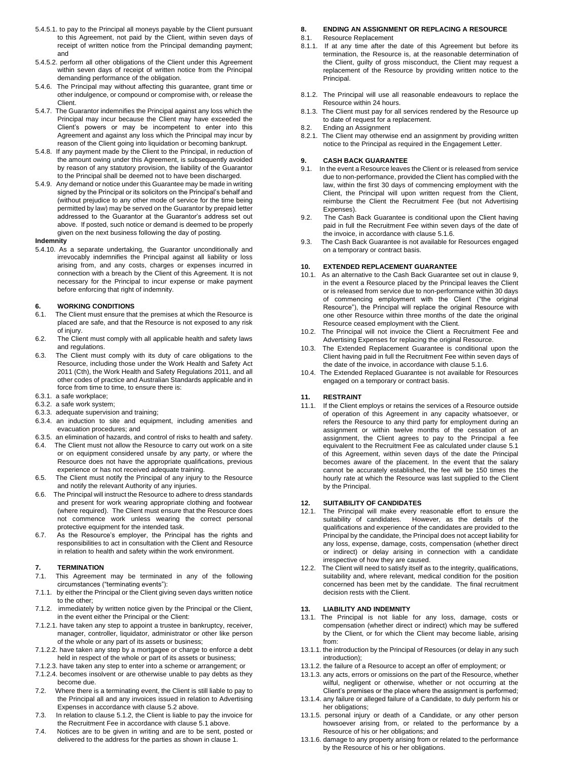5.4.5.1. to pay to the Principal all moneys payable by the Client pursuant to this Agreement, not paid by the Client, within seven days of receipt of written notice from the Principal demanding payment; and

5.4.5.2. perform all other obligations of the Client under this Agreement within seven days of receipt of written notice from the Principal demanding performance of the obligation.

5.4.6. The Principal may without affecting this guarantee, grant time or other indulgence, or compound or compromise with, or release the Client.

5.4.7. The Guarantor indemnifies the Principal against any loss which the Principal may incur because the Client may have exceeded the Client's powers or may be incompetent to enter into this Agreement and against any loss which the Principal may incur by reason of the Client going into liquidation or becoming bankrupt.

5.4.8. If any payment made by the Client to the Principal, in reduction of the amount owing under this Agreement, is subsequently avoided by reason of any statutory provision, the liability of the Guarantor to the Principal shall be deemed not to have been discharged.

5.4.9. Any demand or notice under this Guarantee may be made in writing signed by the Principal or its solicitors on the Principal's behalf and (without prejudice to any other mode of service for the time being permitted by law) may be served on the Guarantor by prepaid letter addressed to the Guarantor at the Guarantor's address set out above. If posted, such notice or demand is deemed to be properly given on the next business following the day of posting.

**Indemnity**

5.4.10. As a separate undertaking, the Guarantor unconditionally and irrevocably indemnifies the Principal against all liability or loss arising from, and any costs, charges or expenses incurred in connection with a breach by the Client of this Agreement. It is not necessary for the Principal to incur expense or make payment before enforcing that right of indemnity.

## 6. WORKING CONDITIONS

6.1. The Client must ensure that the premises at which the Resource is placed are safe, and that the Resource is not exposed to any risk of injury.

6.2. The Client must comply with all applicable health and safety laws and regulations.

6.3. The Client must comply with its duty of care obligations to the Resource, including those under the Work Health and Safety Act 2011 (Cth), the Work Health and Safety Regulations 2011, and all other codes of practice and Australian Standards applicable and in force from time to time, to ensure there is:

6.3.1. a safe workplace;

6.3.2. a safe work system;

6.3.3. adequate supervision and training;

6.3.4. an induction to site and equipment, including amenities and evacuation procedures; and

6.3.5. an elimination of hazards, and control of risks to health and safety.

6.4. The Client must not allow the Resource to carry out work on a site or on equipment considered unsafe by any party, or where the Resource does not have the appropriate qualifications, previous experience or has not received adequate training.

6.5. The Client must notify the Principal of any injury to the Resource and notify the relevant Authority of any injuries.

6.6. The Principal will instruct the Resource to adhere to dress standards and present for work wearing appropriate clothing and footwear (where required). The Client must ensure that the Resource does not commence work unless wearing the correct personal protective equipment for the intended task.

6.7. As the Resource's employer, the Principal has the rights and responsibilities to act in consultation with the Client and Resource in relation to health and safety within the work environment.

## 7. TERMINATION

7.1. This Agreement may be terminated in any of the following circumstances ("terminating events"):

7.1.1. by either the Principal or the Client giving seven days written notice to the other;

7.1.2. immediately by written notice given by the Principal or the Client, in the event either the Principal or the Client:

7.1.2.1. have taken any step to appoint a trustee in bankruptcy, receiver, manager, controller, liquidator, administrator or other like person of the whole or any part of its assets or business;

7.1.2.2. have taken any step by a mortgagee or charge to enforce a debt held in respect of the whole or part of its assets or business;

7.1.2.3. have taken any step to enter into a scheme or arrangement; or

7.1.2.4. becomes insolvent or are otherwise unable to pay debts as they become due.

7.2. Where there is a terminating event, the Client is still liable to pay to the Principal all and any invoices issued in relation to Advertising Expenses in accordance with clause 5.2 above.

7.3. In relation to clause 5.1.2, the Client is liable to pay the invoice for the Recruitment Fee in accordance with clause 5.1 above.

7.4. Notices are to be given in writing and are to be sent, posted or delivered to the address for the parties as shown in clause 1.

## 8. ENDING AN ASSIGNMENT OR REPLACING A RESOURCE

8.1. Resource Replacement

8.1.1. If at any time after the date of this Agreement but before its termination, the Resource is, at the reasonable determination of the Client, guilty of gross misconduct, the Client may request a replacement of the Resource by providing written notice to the Principal.

8.1.2. The Principal will use all reasonable endeavours to replace the Resource within 24 hours.

8.1.3. The Client must pay for all services rendered by the Resource up to date of request for a replacement.

8.2. Ending an Assignment

8.2.1. The Client may otherwise end an assignment by providing written notice to the Principal as required in the Engagement Letter.

## 9. CASH BACK GUARANTEE

9.1. In the event a Resource leaves the Client or is released from service due to non-performance, provided the Client has complied with the law, within the first 30 days of commencing employment with the Client, the Principal will upon written request from the Client, reimburse the Client the Recruitment Fee (but not Advertising Expenses).

9.2. The Cash Back Guarantee is conditional upon the Client having paid in full the Recruitment Fee within seven days of the date of the invoice, in accordance with clause 5.1.6.

9.3. The Cash Back Guarantee is not available for Resources engaged on a temporary or contract basis.

## 10. EXTENDED REPLACEMENT GUARANTEE

10.1. As an alternative to the Cash Back Guarantee set out in clause 9, in the event a Resource placed by the Principal leaves the Client or is released from service due to non-performance within 30 days of commencing employment with the Client ("the original Resource"), the Principal will replace the original Resource with one other Resource within three months of the date the original Resource ceased employment with the Client.

10.2. The Principal will not invoice the Client a Recruitment Fee and Advertising Expenses for replacing the original Resource.

10.3. The Extended Replacement Guarantee is conditional upon the Client having paid in full the Recruitment Fee within seven days of the date of the invoice, in accordance with clause 5.1.6.

10.4. The Extended Replaced Guarantee is not available for Resources engaged on a temporary or contract basis.

## 11. RESTRAINT

11.1. If the Client employs or retains the services of a Resource outside of operation of this Agreement in any capacity whatsoever, or refers the Resource to any third party for employment during an assignment or within twelve months of the cessation of an assignment, the Client agrees to pay to the Principal a fee equivalent to the Recruitment Fee as calculated under clause 5.1 of this Agreement, within seven days of the date the Principal becomes aware of the placement. In the event that the salary cannot be accurately established, the fee will be 150 times the hourly rate at which the Resource was last supplied to the Client by the Principal.

## 12. SUITABILITY OF CANDIDATES

12.1. The Principal will make every reasonable effort to ensure the suitability of candidates. However, as the details of the qualifications and experience of the candidates are provided to the Principal by the candidate, the Principal does not accept liability for any loss, expense, damage, costs, compensation (whether direct or indirect) or delay arising in connection with a candidate irrespective of how they are caused.

12.2. The Client will need to satisfy itself as to the integrity, qualifications, suitability and, where relevant, medical condition for the position concerned has been met by the candidate. The final recruitment decision rests with the Client.

## 13. LIABILITY AND INDEMNITY

13.1. The Principal is not liable for any loss, damage, costs or compensation (whether direct or indirect) which may be suffered by the Client, or for which the Client may become liable, arising from:

13.1.1. the introduction by the Principal of Resources (or delay in any such introduction);

13.1.2. the failure of a Resource to accept an offer of employment; or

13.1.3. any acts, errors or omissions on the part of the Resource, whether wilful, negligent or otherwise, whether or not occurring at the Client's premises or the place where the assignment is performed;

13.1.4. any failure or alleged failure of a Candidate, to duly perform his or her obligations;

13.1.5. personal injury or death of a Candidate, or any other person howsoever arising from, or related to the performance by a Resource of his or her obligations; and

13.1.6. damage to any property arising from or related to the performance by the Resource of his or her obligations.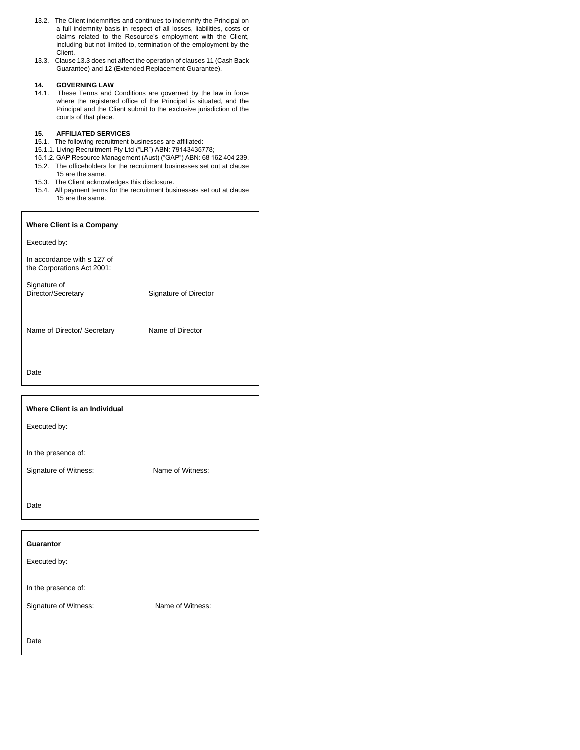13.2. The Client indemnifies and continues to indemnify the Principal on a full indemnity basis in respect of all losses, liabilities, costs or claims related to the Resource's employment with the Client, including but not limited to, termination of the employment by the Client.

13.3. Clause 13.3 does not affect the operation of clauses 11 (Cash Back Guarantee) and 12 (Extended Replacement Guarantee).

**14. GOVERNING LAW**

14.1. These Terms and Conditions are governed by the law in force where the registered office of the Principal is situated, and the Principal and the Client submit to the exclusive jurisdiction of the courts of that place.

**15. AFFILIATED SERVICES**

15.1. The following recruitment businesses are affiliated:

15.1.1. Living Recruitment Pty Ltd ("LR") ABN: 79143435778;

15.1.2. GAP Resource Management (Aust) ("GAP") ABN: 68 162 404 239.

15.2. The officeholders for the recruitment businesses set out at clause 15 are the same.

15.3. The Client acknowledges this disclosure.

15.4. All payment terms for the recruitment businesses set out at clause 15 are the same.

**Where Client is a Company**

Executed by:

In accordance with s 127 of the Corporations Act 2001:

Signature of Director/Secretary | Signature of Director

Name of Director/ Secretary | Name of Director

Date

**Where Client is an Individual**

Executed by:

In presence of:

Signature of Witness: | Name of Witness:

Date

**Guarantor**

Executed by:

In the presence of:

Signature of Witness: | Name of Witness:

Date